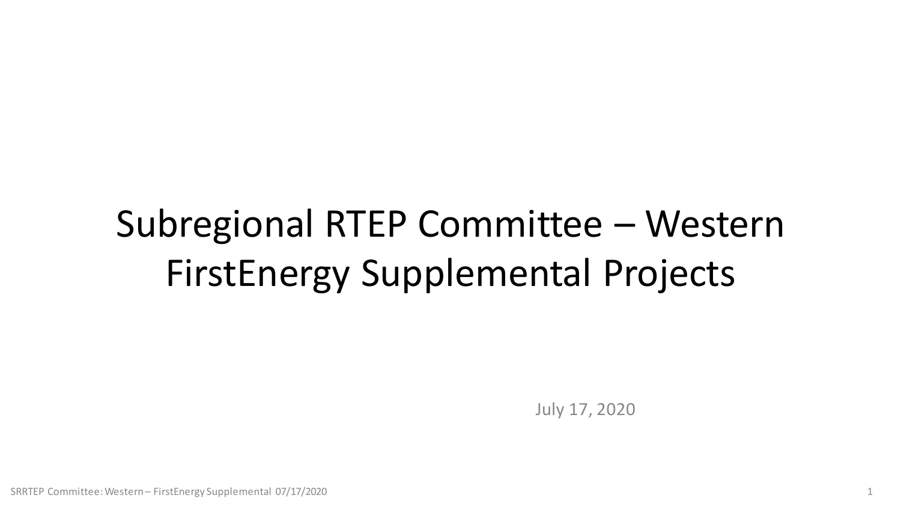# Subregional RTEP Committee – Western FirstEnergy Supplemental Projects

July 17, 2020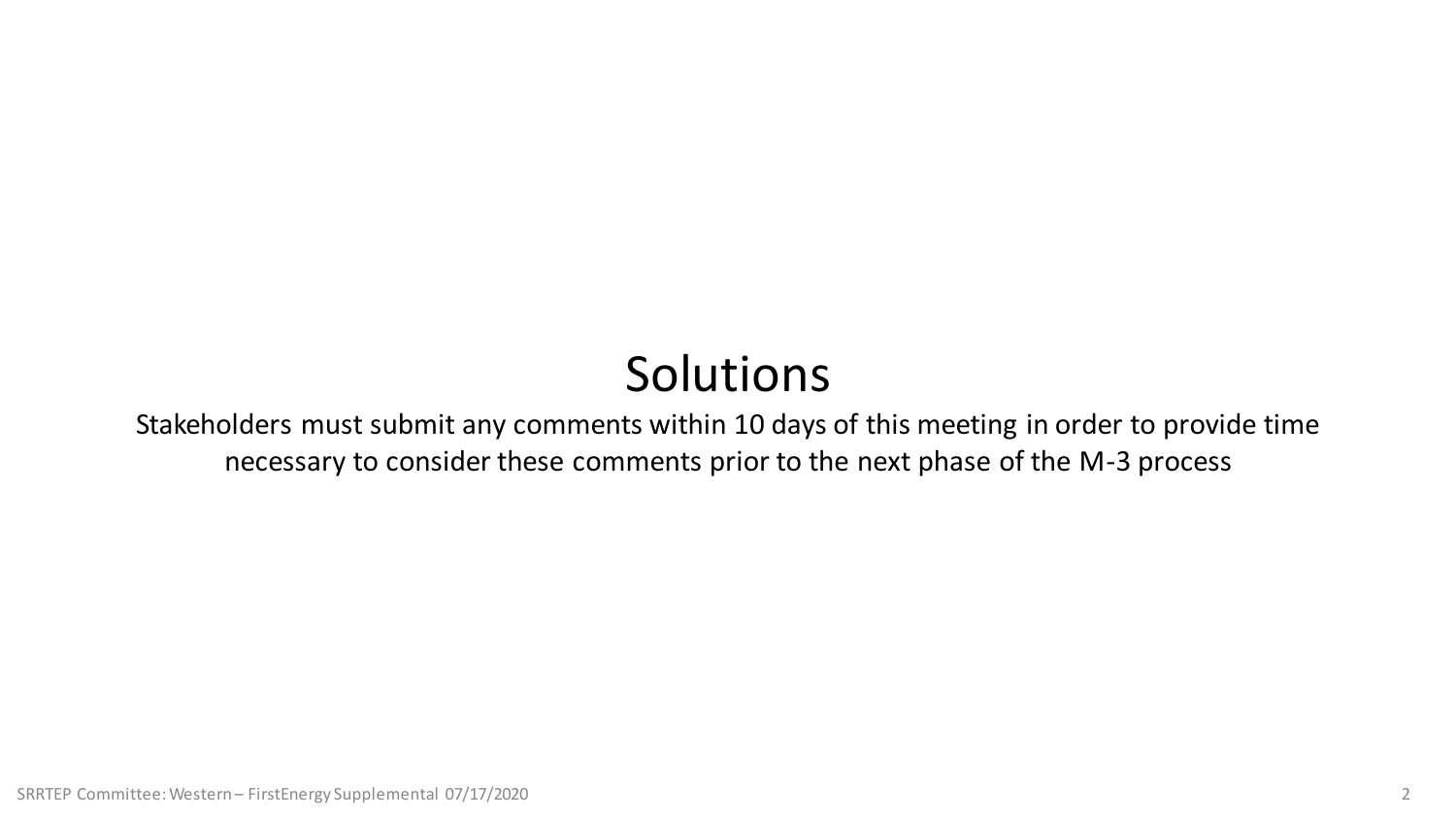# Solutions

Stakeholders must submit any comments within 10 days of this meeting in order to provide time necessary to consider these comments prior to the next phase of the M-3 process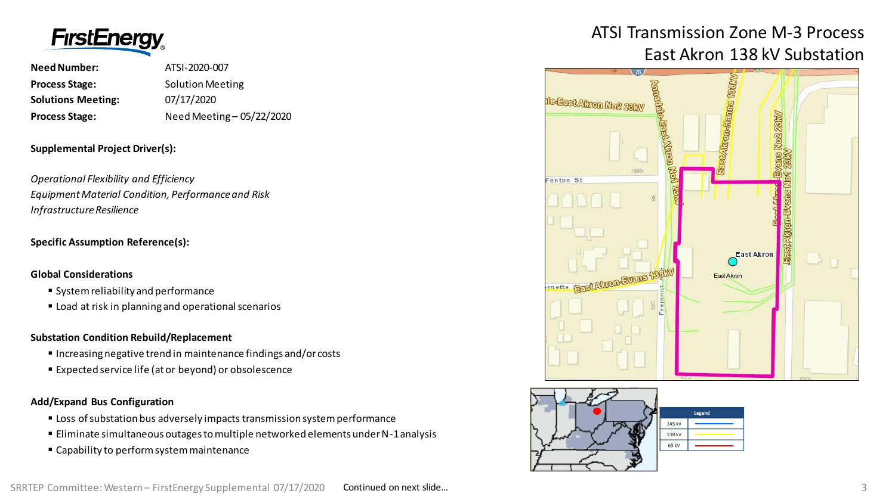# ATSI Transmission Zone M-3 Process
## East Akron 138 kV Substation

**Need Number:** ATSI-2020-007
**Process Stage:** Solution Meeting
**Solutions Meeting:** 07/17/2020
**Process Stage:** Need Meeting – 05/22/2020

**Supplemental Project Driver(s):**

*Operational Flexibility and Efficiency*
*Equipment Material Condition, Performance and Risk*
*Infrastructure Resilience*

**Specific Assumption Reference(s):**

**Global Considerations**

- System reliability and performance
- Load at risk in planning and operational scenarios

**Substation Condition Rebuild/Replacement**

- Increasing negative trend in maintenance findings and/or costs
- Expected service life (at or beyond) or obsolescence

**Add/Expand Bus Configuration**

- Loss of substation bus adversely impacts transmission system performance
- Eliminate simultaneous outages to multiple networked elements under N-1 analysis
- Capability to perform system maintenance

| Legend | |
|---|---|
| 345 kV | |
| 138 kV | |
| 69 kV | |

Continued on next slide...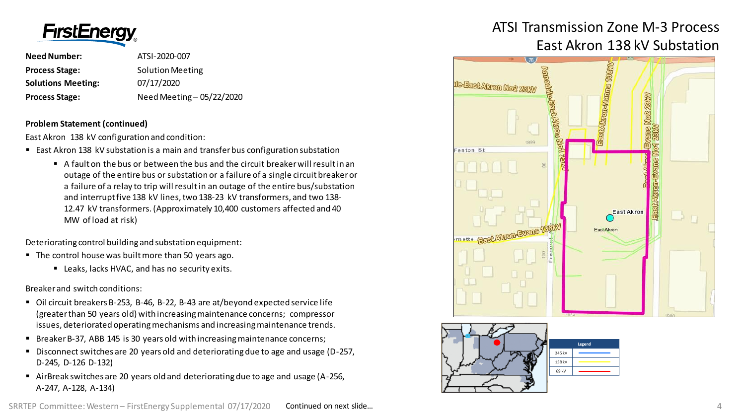# ATSI Transmission Zone M-3 Process
## East Akron 138 kV Substation

**Need Number:** ATSI-2020-007

**Process Stage:** Solution Meeting

**Solutions Meeting:** 07/17/2020

**Process Stage:** Need Meeting – 05/22/2020

**Problem Statement (continued)**

East Akron 138 kV configuration and condition:

- East Akron 138 kV substation is a main and transfer bus configuration substation
  - A fault on the bus or between the bus and the circuit breaker will result in an outage of the entire bus or substation or a failure of a single circuit breaker or a failure of a relay to trip will result in an outage of the entire bus/substation and interrupt five 138 kV lines, two 138-23 kV transformers, and two 138-12.47 kV transformers. (Approximately 10,400 customers affected and 40 MW of load at risk)

Deteriorating control building and substation equipment:

- The control house was built more than 50 years ago.
  - Leaks, lacks HVAC, and has no security exits.

Breaker and switch conditions:

- Oil circuit breakers B-253, B-46, B-22, B-43 are at/beyond expected service life (greater than 50 years old) with increasing maintenance concerns; compressor issues, deteriorated operating mechanisms and increasing maintenance trends.
- Breaker B-37, ABB 145 is 30 years old with increasing maintenance concerns;
- Disconnect switches are 20 years old and deteriorating due to age and usage (D-257, D-245, D-126 D-132)
- AirBreak switches are 20 years old and deteriorating due to age and usage (A-256, A-247, A-128, A-134)

Continued on next slide...

| Legend | |
|---|---|
| 345 kV | |
| 138 kV | |
| 69 kV | |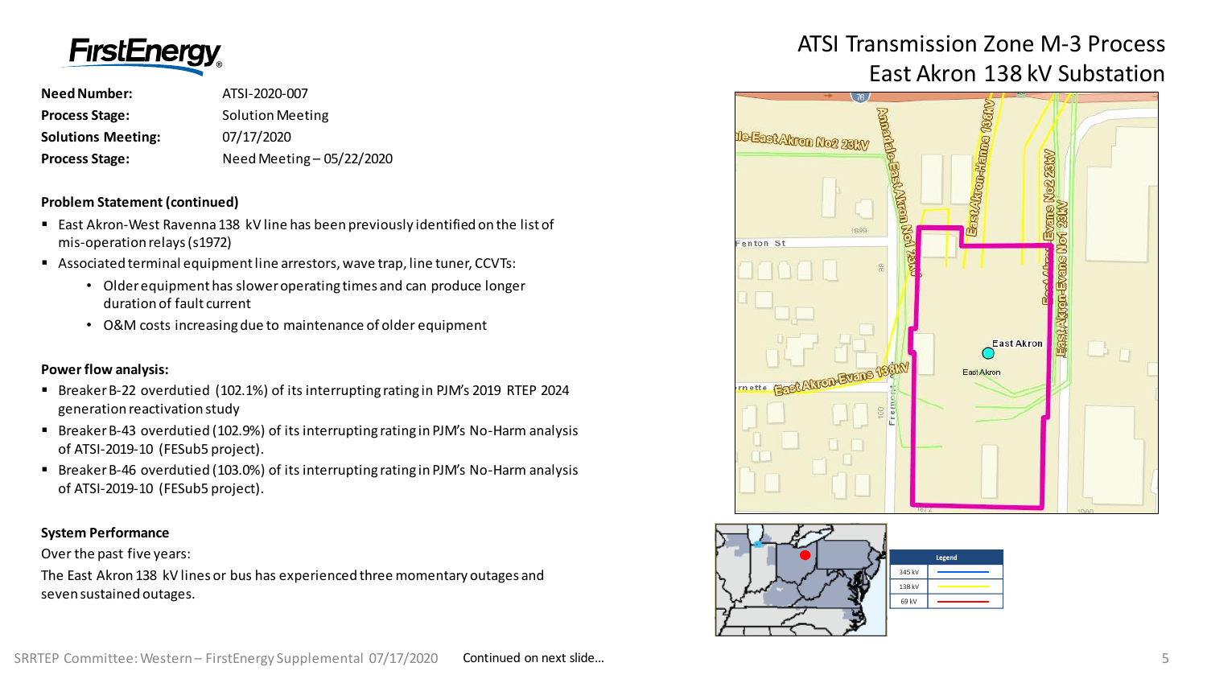# ATSI Transmission Zone M-3 Process
## East Akron 138 kV Substation

**Need Number:** ATSI-2020-007
**Process Stage:** Solution Meeting
**Solutions Meeting:** 07/17/2020
**Process Stage:** Need Meeting – 05/22/2020

**Problem Statement (continued)**

- East Akron-West Ravenna 138 kV line has been previously identified on the list of mis-operation relays (s1972)
- Associated terminal equipment line arrestors, wave trap, line tuner, CCVTs:
  - Older equipment has slower operating times and can produce longer duration of fault current
  - O&M costs increasing due to maintenance of older equipment

**Power flow analysis:**

- Breaker B-22 overdutied (102.1%) of its interrupting rating in PJM's 2019 RTEP 2024 generation reactivation study
- Breaker B-43 overdutied (102.9%) of its interrupting rating in PJM's No-Harm analysis of ATSI-2019-10 (FESub5 project).
- Breaker B-46 overdutied (103.0%) of its interrupting rating in PJM's No-Harm analysis of ATSI-2019-10 (FESub5 project).

**System Performance**

Over the past five years:

The East Akron 138 kV lines or bus has experienced three momentary outages and seven sustained outages.

| Legend | |
|---|---|
| 345 kV | |
| 138 kV | |
| 69 kV | |

Continued on next slide...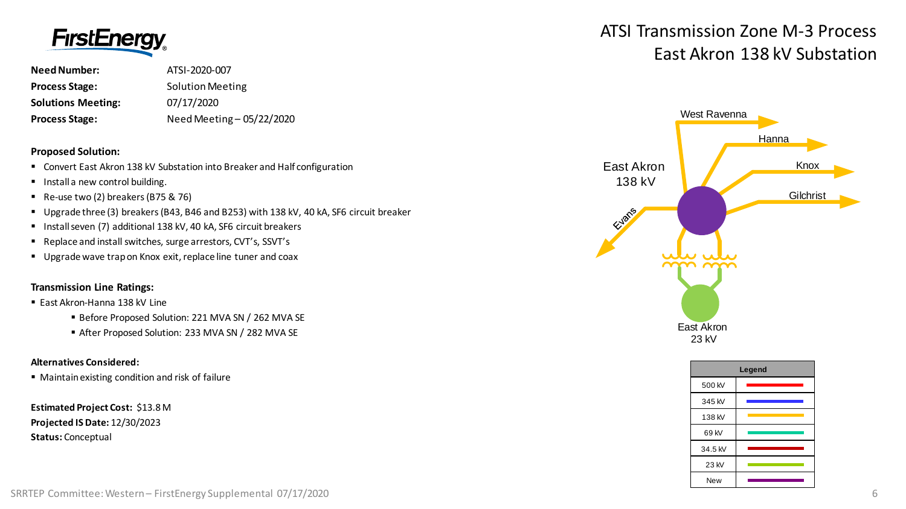# ATSI Transmission Zone M-3 Process
## East Akron 138 kV Substation

FirstEnergy

**Need Number:** ATSI-2020-007

**Process Stage:** Solution Meeting

**Solutions Meeting:** 07/17/2020

**Process Stage:** Need Meeting – 05/22/2020

**Proposed Solution:**

- Convert East Akron 138 kV Substation into Breaker and Half configuration
- Install a new control building.
- Re-use two (2) breakers (B75 & 76)
- Upgrade three (3) breakers (B43, B46 and B253) with 138 kV, 40 kA, SF6 circuit breaker
- Install seven (7) additional 138 kV, 40 kA, SF6 circuit breakers
- Replace and install switches, surge arrestors, CVT's, SSVT's
- Upgrade wave trap on Knox exit, replace line tuner and coax

**Transmission Line Ratings:**

- East Akron-Hanna 138 kV Line
  - Before Proposed Solution: 221 MVA SN / 262 MVA SE
  - After Proposed Solution: 233 MVA SN / 282 MVA SE

**Alternatives Considered:**

- Maintain existing condition and risk of failure

**Estimated Project Cost:** $13.8 M

**Projected IS Date:** 12/30/2023

**Status:** Conceptual

West Ravenna, Hanna, Knox, Gilchrist, Evans, East Akron 138 kV, East Akron 23 kV

| Legend | |
|---|---|
| 500 kV | |
| 345 kV | |
| 138 kV | |
| 69 kV | |
| 34.5 kV | |
| 23 kV | |
| New | |

SRRTEP Committee: Western – FirstEnergy Supplemental 07/17/2020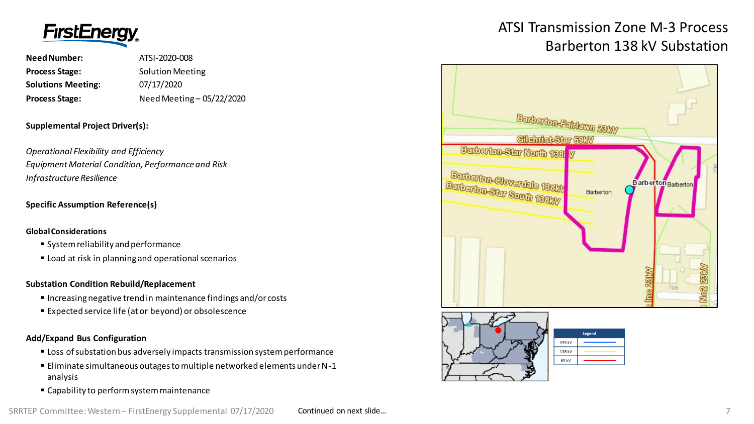# ATSI Transmission Zone M-3 Process
## Barberton 138 kV Substation

**Need Number:** ATSI-2020-008

**Process Stage:** Solution Meeting

**Solutions Meeting:** 07/17/2020

**Process Stage:** Need Meeting – 05/22/2020

**Supplemental Project Driver(s):**

*Operational Flexibility and Efficiency*
*Equipment Material Condition, Performance and Risk*
*Infrastructure Resilience*

**Specific Assumption Reference(s)**

**Global Considerations**

- System reliability and performance
- Load at risk in planning and operational scenarios

**Substation Condition Rebuild/Replacement**

- Increasing negative trend in maintenance findings and/or costs
- Expected service life (at or beyond) or obsolescence

**Add/Expand Bus Configuration**

- Loss of substation bus adversely impacts transmission system performance
- Eliminate simultaneous outages to multiple networked elements under N-1 analysis
- Capability to perform system maintenance

Barberton-Fairlawn 23kV
Gilchrist-Star 69kV
Barberton-Star North 138kV
Barberton-Cloverdale 138kV
Barberton-Star South 138kV
Barberton

| Legend | |
|---|---|
| 345 kV | |
| 138 kV | |
| 69 kV | |

Continued on next slide…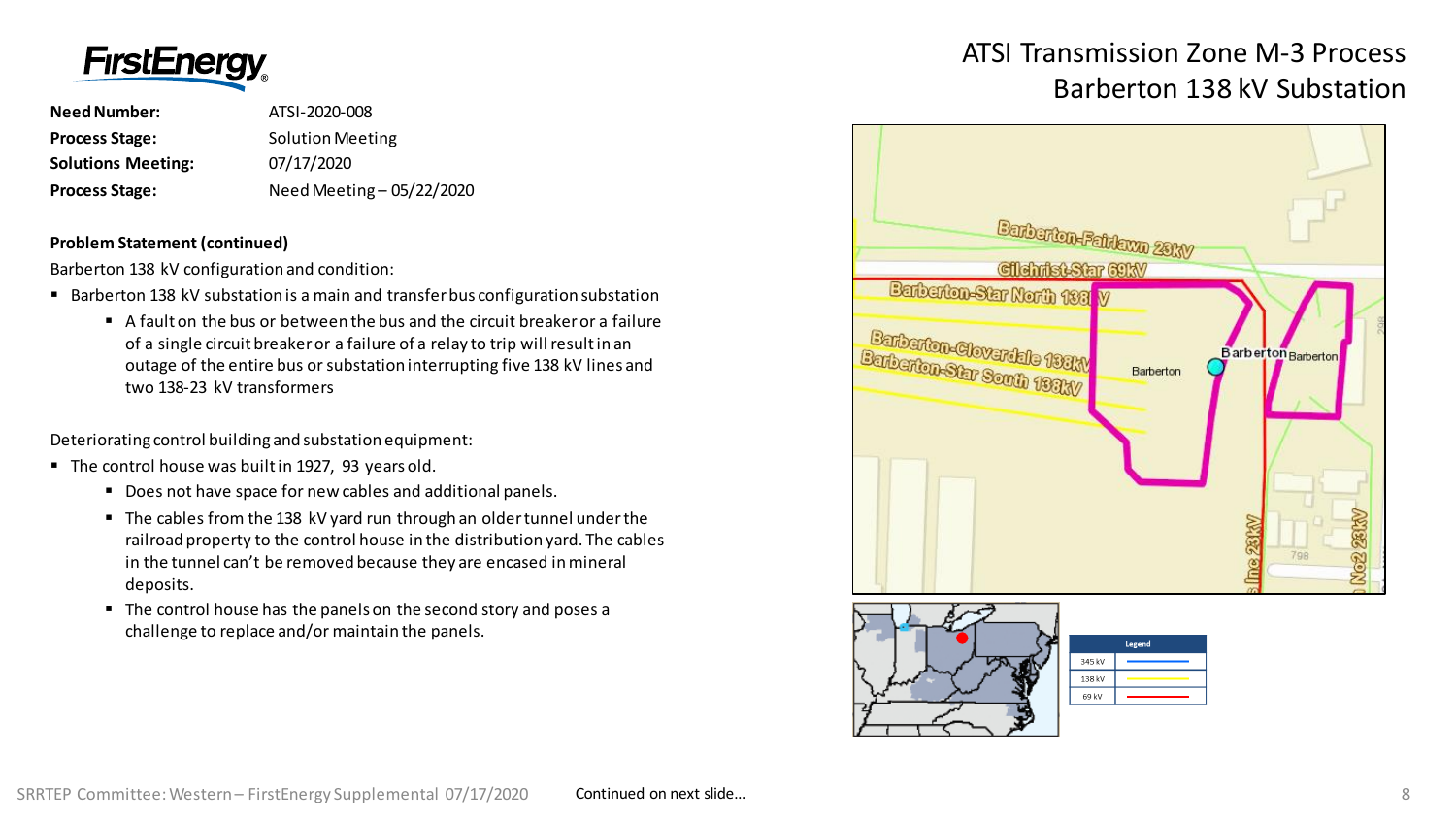# ATSI Transmission Zone M-3 Process
## Barberton 138 kV Substation

| | |
|---|---|
| **Need Number:** | ATSI-2020-008 |
| **Process Stage:** | Solution Meeting |
| **Solutions Meeting:** | 07/17/2020 |
| **Process Stage:** | Need Meeting – 05/22/2020 |

**Problem Statement (continued)**

Barberton 138 kV configuration and condition:

- Barberton 138 kV substation is a main and transfer bus configuration substation
  - A fault on the bus or between the bus and the circuit breaker or a failure of a single circuit breaker or a failure of a relay to trip will result in an outage of the entire bus or substation interrupting five 138 kV lines and two 138-23 kV transformers

Deteriorating control building and substation equipment:

- The control house was built in 1927, 93 years old.
  - Does not have space for new cables and additional panels.
  - The cables from the 138 kV yard run through an older tunnel under the railroad property to the control house in the distribution yard. The cables in the tunnel can't be removed because they are encased in mineral deposits.
  - The control house has the panels on the second story and poses a challenge to replace and/or maintain the panels.

| Legend | |
|---|---|
| 345 kV | |
| 138 kV | |
| 69 kV | |

Continued on next slide…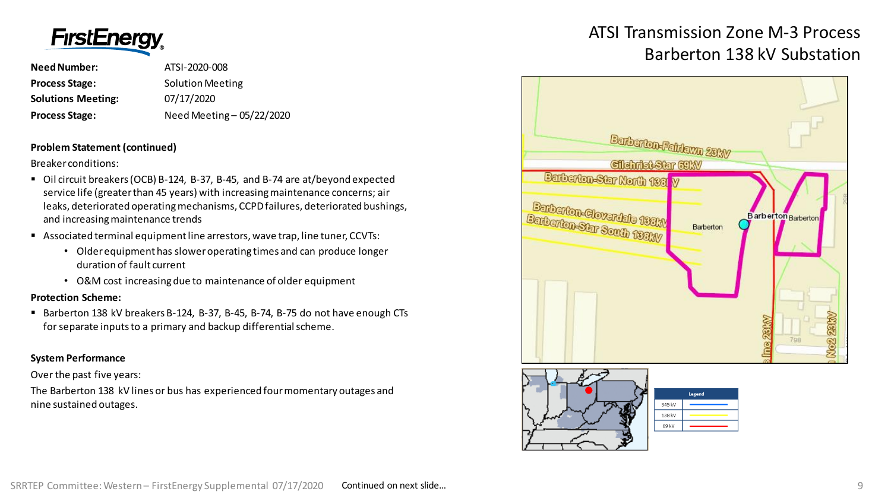# ATSI Transmission Zone M-3 Process
## Barberton 138 kV Substation

**Need Number:** ATSI-2020-008
**Process Stage:** Solution Meeting
**Solutions Meeting:** 07/17/2020
**Process Stage:** Need Meeting – 05/22/2020

**Problem Statement (continued)**

Breaker conditions:

- Oil circuit breakers (OCB) B-124, B-37, B-45, and B-74 are at/beyond expected service life (greater than 45 years) with increasing maintenance concerns; air leaks, deteriorated operating mechanisms, CCPD failures, deteriorated bushings, and increasing maintenance trends
- Associated terminal equipment line arrestors, wave trap, line tuner, CCVTs:
  - Older equipment has slower operating times and can produce longer duration of fault current
  - O&M cost increasing due to maintenance of older equipment

**Protection Scheme:**

- Barberton 138 kV breakers B-124, B-37, B-45, B-74, B-75 do not have enough CTs for separate inputs to a primary and backup differential scheme.

**System Performance**

Over the past five years:

The Barberton 138 kV lines or bus has experienced four momentary outages and nine sustained outages.

| Legend | |
|---|---|
| 345 kV | |
| 138 kV | |
| 69 kV | |

Continued on next slide...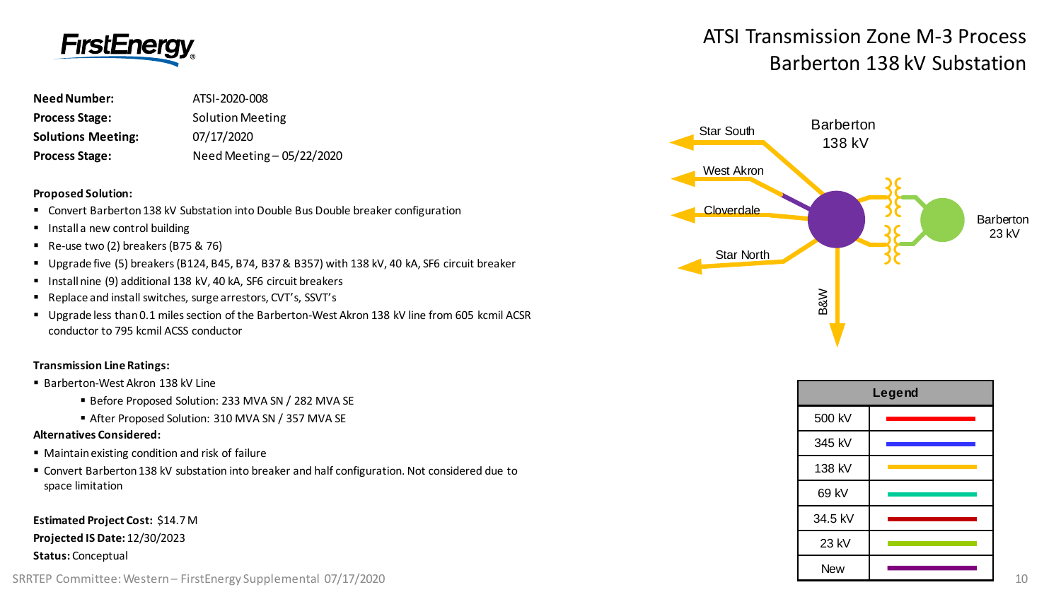# ATSI Transmission Zone M-3 Process
## Barberton 138 kV Substation

**Need Number:** ATSI-2020-008

**Process Stage:** Solution Meeting

**Solutions Meeting:** 07/17/2020

**Process Stage:** Need Meeting – 05/22/2020

**Proposed Solution:**

- Convert Barberton 138 kV Substation into Double Bus Double breaker configuration
- Install a new control building
- Re-use two (2) breakers (B75 & 76)
- Upgrade five (5) breakers (B124, B45, B74, B37 & B357) with 138 kV, 40 kA, SF6 circuit breaker
- Install nine (9) additional 138 kV, 40 kA, SF6 circuit breakers
- Replace and install switches, surge arrestors, CVT's, SSVT's
- Upgrade less than 0.1 miles section of the Barberton-West Akron 138 kV line from 605 kcmil ACSR conductor to 795 kcmil ACSS conductor

**Transmission Line Ratings:**

- Barberton-West Akron 138 kV Line
  - Before Proposed Solution: 233 MVA SN / 282 MVA SE
  - After Proposed Solution: 310 MVA SN / 357 MVA SE

**Alternatives Considered:**

- Maintain existing condition and risk of failure
- Convert Barberton 138 kV substation into breaker and half configuration. Not considered due to space limitation

**Estimated Project Cost:** $14.7 M

**Projected IS Date:** 12/30/2023

**Status:** Conceptual

Barberton 138 kV — Star South, West Akron, Cloverdale, Star North, B&W — Barberton 23 kV

| Legend | |
|---|---|
| 500 kV | |
| 345 kV | |
| 138 kV | |
| 69 kV | |
| 34.5 kV | |
| 23 kV | |
| New | |

SRRTEP Committee: Western – FirstEnergy Supplemental 07/17/2020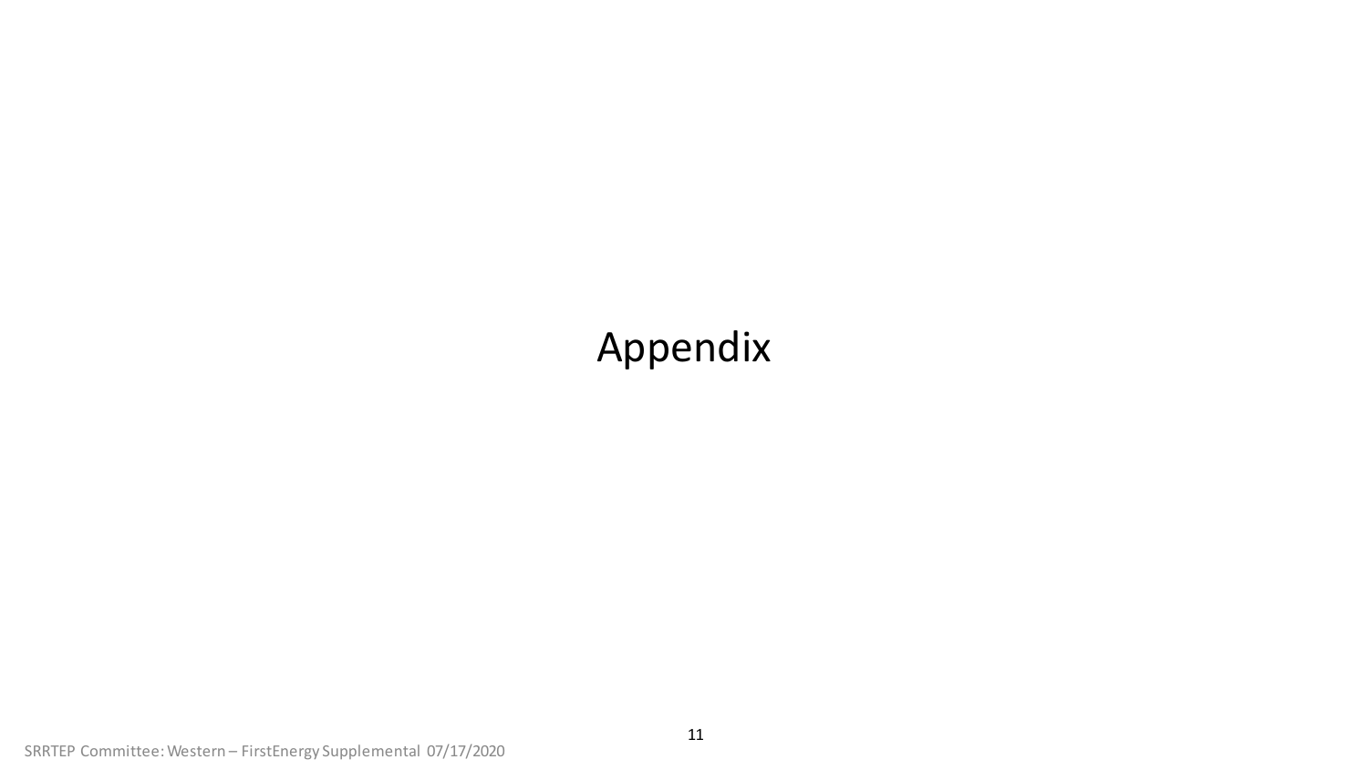# Appendix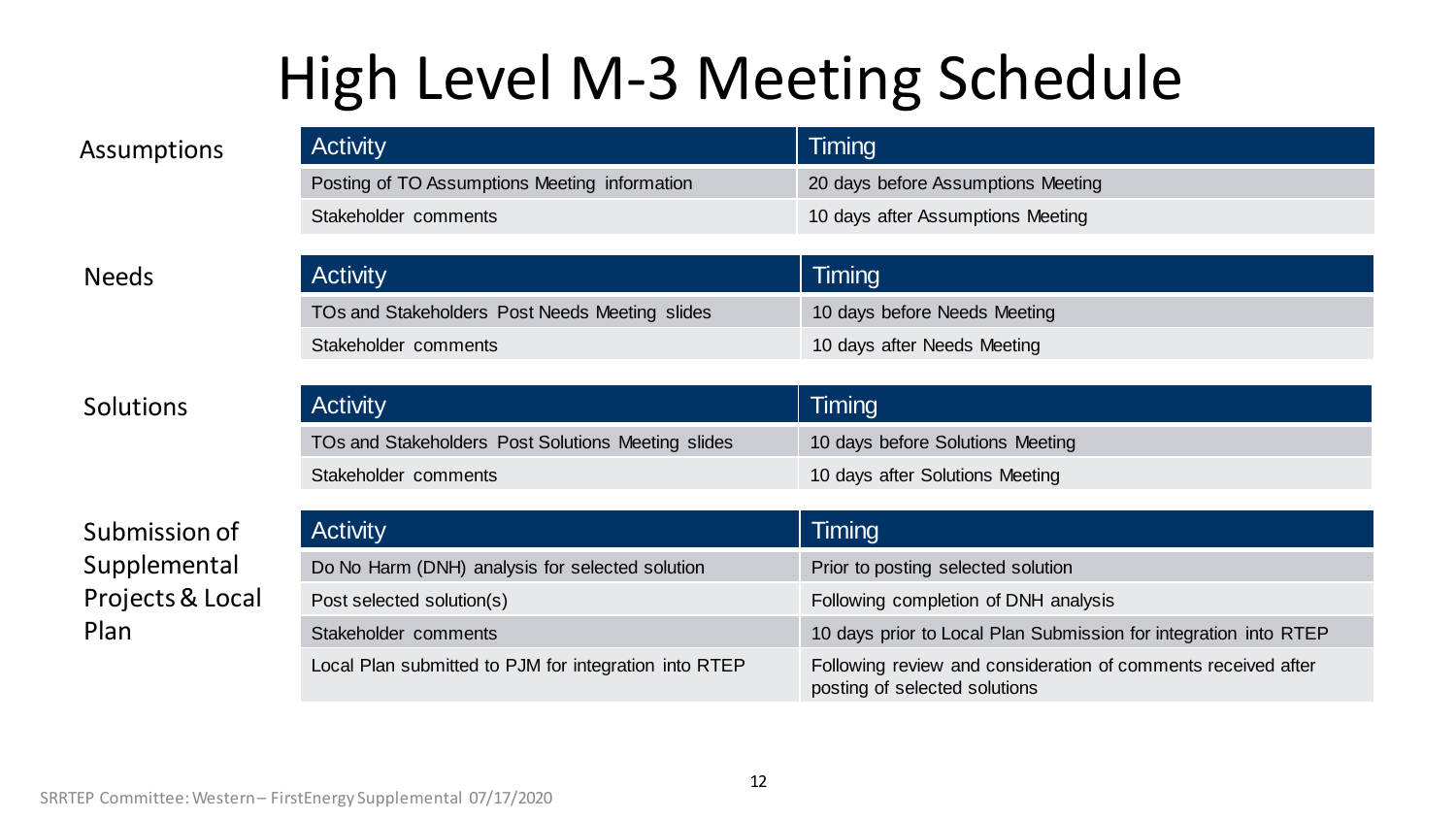# High Level M-3 Meeting Schedule

**Assumptions**

| Activity | Timing |
|---|---|
| Posting of TO Assumptions Meeting information | 20 days before Assumptions Meeting |
| Stakeholder comments | 10 days after Assumptions Meeting |

**Needs**

| Activity | Timing |
|---|---|
| TOs and Stakeholders Post Needs Meeting slides | 10 days before Needs Meeting |
| Stakeholder comments | 10 days after Needs Meeting |

**Solutions**

| Activity | Timing |
|---|---|
| TOs and Stakeholders Post Solutions Meeting slides | 10 days before Solutions Meeting |
| Stakeholder comments | 10 days after Solutions Meeting |

**Submission of Supplemental Projects & Local Plan**

| Activity | Timing |
|---|---|
| Do No Harm (DNH) analysis for selected solution | Prior to posting selected solution |
| Post selected solution(s) | Following completion of DNH analysis |
| Stakeholder comments | 10 days prior to Local Plan Submission for integration into RTEP |
| Local Plan submitted to PJM for integration into RTEP | Following review and consideration of comments received after posting of selected solutions |

SRRTEP Committee: Western – FirstEnergy Supplemental 07/17/2020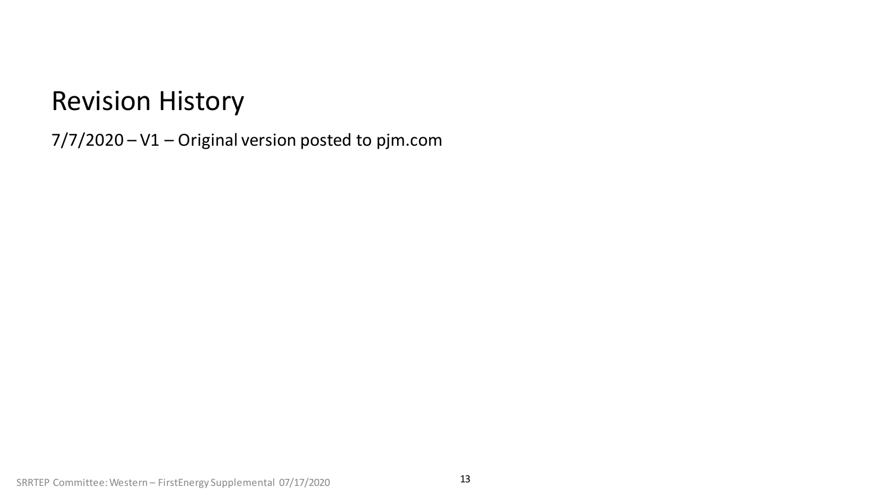# Revision History

7/7/2020 – V1 – Original version posted to pjm.com